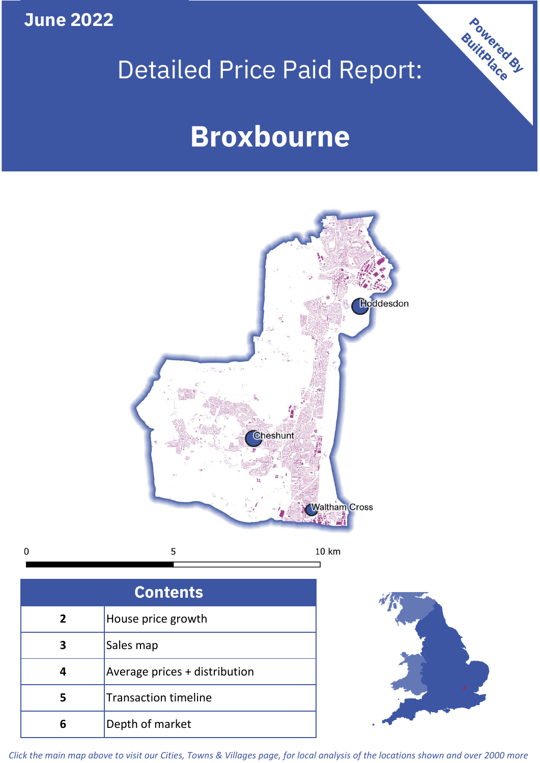June 2022

# Detailed Price Paid Report:

# Broxbourne

Powered By BuiltPlace

Hoddesdon

Cheshunt

Waltham Cross

0 5 10 km

| Contents | |
|---|---|
| 2 | House price growth |
| 3 | Sales map |
| 4 | Average prices + distribution |
| 5 | Transaction timeline |
| 6 | Depth of market |

*Click the main map above to visit our Cities, Towns & Villages page, for local analysis of the locations shown and over 2000 more*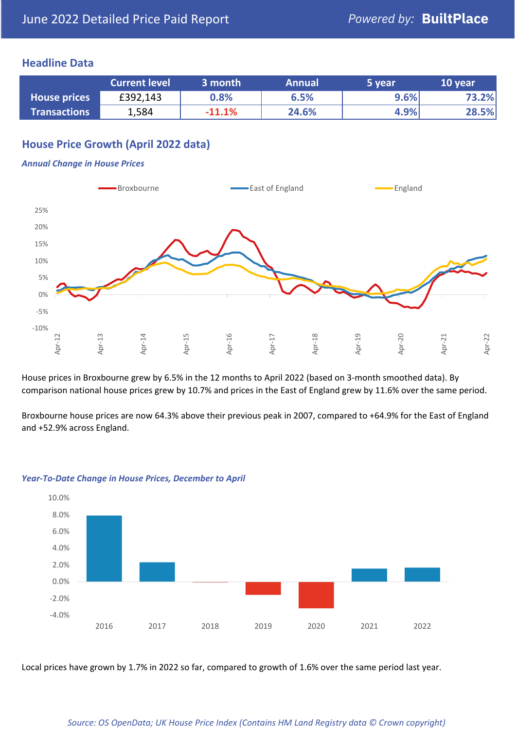## Headline Data

| | Current level | 3 month | Annual | 5 year | 10 year |
|---|---|---|---|---|---|
| **House prices** | £392,143 | 0.8% | 6.5% | 9.6% | 73.2% |
| **Transactions** | 1,584 | -11.1% | 24.6% | 4.9% | 28.5% |

## House Price Growth (April 2022 data)

***Annual Change in House Prices***

House prices in Broxbourne grew by 6.5% in the 12 months to April 2022 (based on 3-month smoothed data). By comparison national house prices grew by 10.7% and prices in the East of England grew by 11.6% over the same period.

Broxbourne house prices are now 64.3% above their previous peak in 2007, compared to +64.9% for the East of England and +52.9% across England.

***Year-To-Date Change in House Prices, December to April***

Local prices have grown by 1.7% in 2022 so far, compared to growth of 1.6% over the same period last year.

*Source: OS OpenData; UK House Price Index (Contains HM Land Registry data © Crown copyright)*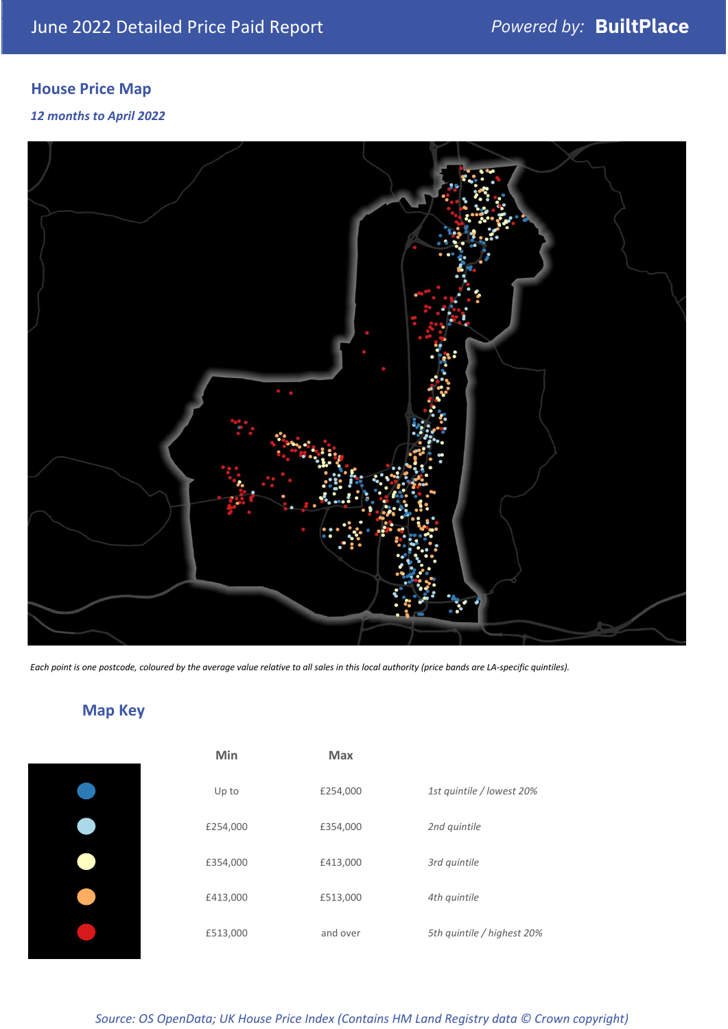June 2022 Detailed Price Paid Report

## House Price Map

*12 months to April 2022*

*Each point is one postcode, coloured by the average value relative to all sales in this local authority (price bands are LA-specific quintiles).*

## Map Key

| | Min | Max | |
|---|---|---|---|
| | Up to | £254,000 | *1st quintile / lowest 20%* |
| | £254,000 | £354,000 | *2nd quintile* |
| | £354,000 | £413,000 | *3rd quintile* |
| | £413,000 | £513,000 | *4th quintile* |
| | £513,000 | and over | *5th quintile / highest 20%* |

*Source: OS OpenData; UK House Price Index (Contains HM Land Registry data © Crown copyright)*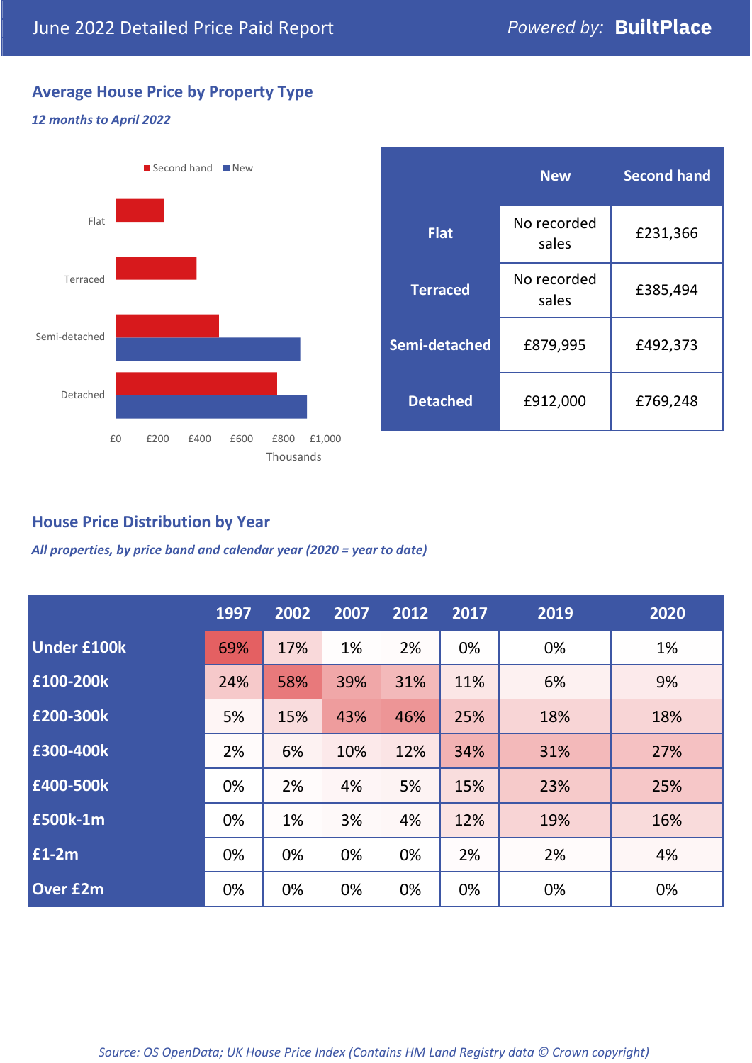June 2022 Detailed Price Paid Report

*Powered by:* **BuiltPlace**

## Average House Price by Property Type

***12 months to April 2022***

|  | New | Second hand |
|---|---|---|
| **Flat** | No recorded sales | £231,366 |
| **Terraced** | No recorded sales | £385,494 |
| **Semi-detached** | £879,995 | £492,373 |
| **Detached** | £912,000 | £769,248 |

## House Price Distribution by Year

***All properties, by price band and calendar year (2020 = year to date)***

|  | 1997 | 2002 | 2007 | 2012 | 2017 | 2019 | 2020 |
|---|---|---|---|---|---|---|---|
| **Under £100k** | 69% | 17% | 1% | 2% | 0% | 0% | 1% |
| **£100-200k** | 24% | 58% | 39% | 31% | 11% | 6% | 9% |
| **£200-300k** | 5% | 15% | 43% | 46% | 25% | 18% | 18% |
| **£300-400k** | 2% | 6% | 10% | 12% | 34% | 31% | 27% |
| **£400-500k** | 0% | 2% | 4% | 5% | 15% | 23% | 25% |
| **£500k-1m** | 0% | 1% | 3% | 4% | 12% | 19% | 16% |
| **£1-2m** | 0% | 0% | 0% | 0% | 2% | 2% | 4% |
| **Over £2m** | 0% | 0% | 0% | 0% | 0% | 0% | 0% |

*Source: OS OpenData; UK House Price Index (Contains HM Land Registry data © Crown copyright)*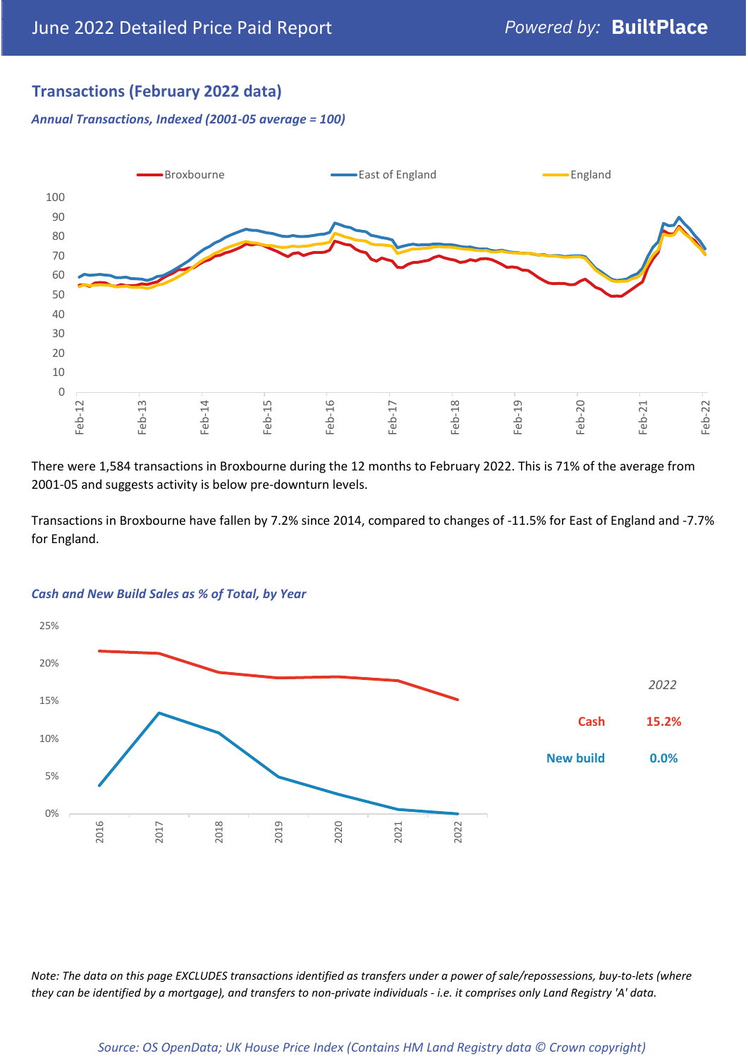## Transactions (February 2022 data)

*Annual Transactions, Indexed (2001-05 average = 100)*

There were 1,584 transactions in Broxbourne during the 12 months to February 2022. This is 71% of the average from 2001-05 and suggests activity is below pre-downturn levels.

Transactions in Broxbourne have fallen by 7.2% since 2014, compared to changes of -11.5% for East of England and -7.7% for England.

*Cash and New Build Sales as % of Total, by Year*

| | 2022 |
|---|---|
| Cash | 15.2% |
| New build | 0.0% |

*Note: The data on this page EXCLUDES transactions identified as transfers under a power of sale/repossessions, buy-to-lets (where they can be identified by a mortgage), and transfers to non-private individuals - i.e. it comprises only Land Registry 'A' data.*

*Source: OS OpenData; UK House Price Index (Contains HM Land Registry data © Crown copyright)*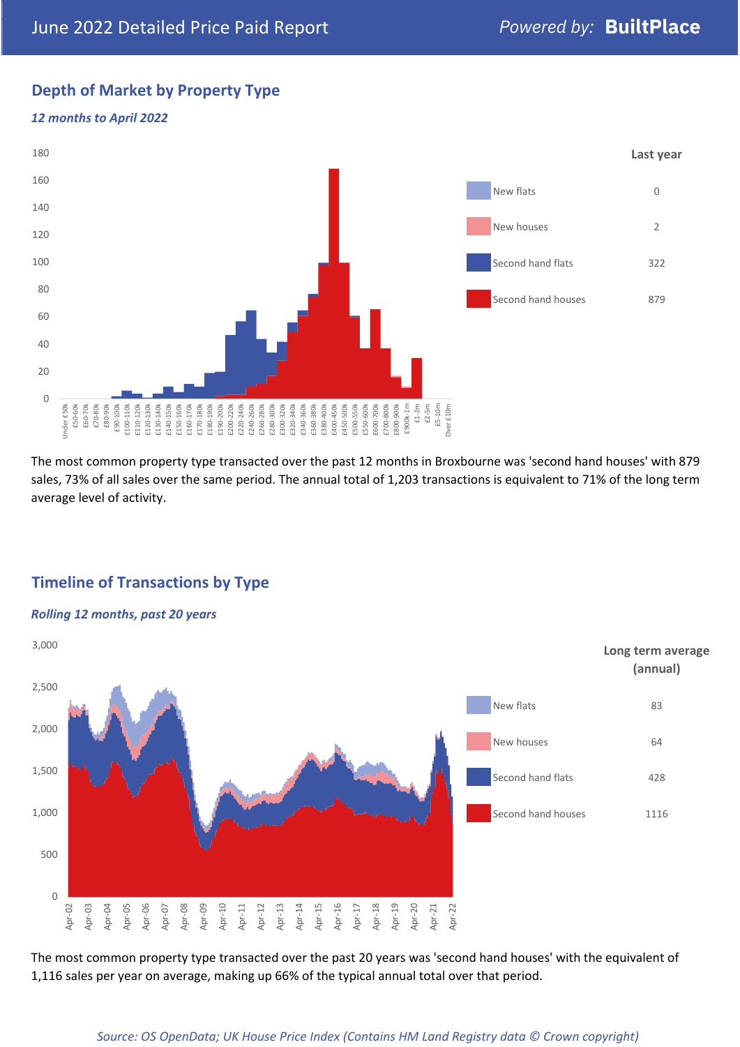# June 2022 Detailed Price Paid Report

Powered by: **BuiltPlace**

## Depth of Market by Property Type

*12 months to April 2022*

180
160
140
120
100
80
60
40
20
0

Under £50k, £50-60k, £60-70k, £70-80k, £80-90k, £90-100k, £100-110k, £110-120k, £120-130k, £130-140k, £140-150k, £150-160k, £160-170k, £170-180k, £180-190k, £190-200k, £200-220k, £220-240k, £240-260k, £260-280k, £280-300k, £300-320k, £320-340k, £340-360k, £360-380k, £380-400k, £400-450k, £450-500k, £500-550k, £550-600k, £600-700k, £700-800k, £800-900k, £900k-1m, £1-2m, £2-5m, £5-10m, Over £10m

Last year

New flats 0

New houses 2

Second hand flats 322

Second hand houses 879

The most common property type transacted over the past 12 months in Broxbourne was 'second hand houses' with 879 sales, 73% of all sales over the same period. The annual total of 1,203 transactions is equivalent to 71% of the long term average level of activity.

## Timeline of Transactions by Type

*Rolling 12 months, past 20 years*

3,000
2,500
2,000
1,500
1,000
500
0

Apr-02, Apr-03, Apr-04, Apr-05, Apr-06, Apr-07, Apr-08, Apr-09, Apr-10, Apr-11, Apr-12, Apr-13, Apr-14, Apr-15, Apr-16, Apr-17, Apr-18, Apr-19, Apr-20, Apr-21, Apr-22

Long term average (annual)

New flats 83

New houses 64

Second hand flats 428

Second hand houses 1116

The most common property type transacted over the past 20 years was 'second hand houses' with the equivalent of 1,116 sales per year on average, making up 66% of the typical annual total over that period.

*Source: OS OpenData; UK House Price Index (Contains HM Land Registry data © Crown copyright)*